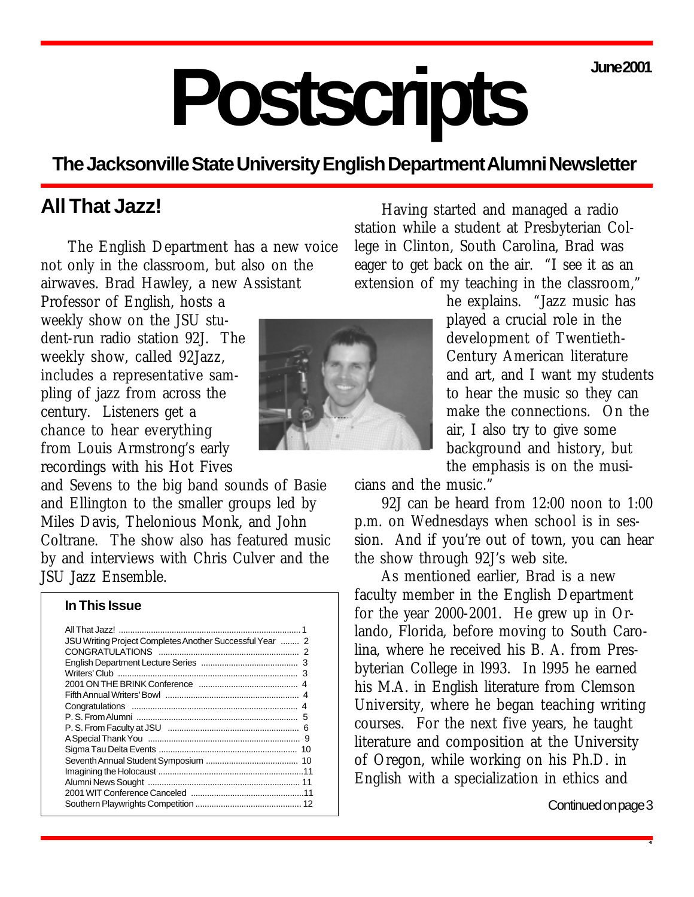June 2001

# Postscripts

## The Jacksonville State University English Department Alumni Newsletter

## All That Jazz!

The English Department has a new voice not only in the classroom, but also on the airwaves. Brad Hawley, a new Assistant Professor of English, hosts a weekly show on the JSU student-run radio station 92J. The weekly show, called 92Jazz, includes a representative sampling of jazz from across the century. Listeners get a chance to hear everything from Louis Armstrong's early recordings with his Hot Fives and Sevens to the big band sounds of Basie and Ellington to the smaller groups led by Miles Davis, Thelonious Monk, and John Coltrane. The show also has featured music by and interviews with Chris Culver and the JSU Jazz Ensemble.

Having started and managed a radio station while a student at Presbyterian College in Clinton, South Carolina, Brad was eager to get back on the air. "I see it as an extension of my teaching in the classroom," he explains. "Jazz music has played a crucial role in the development of Twentieth-Century American literature and art, and I want my students to hear the music so they can make the connections. On the air, I also try to give some background and history, but the emphasis is on the musicians and the music."

92J can be heard from 12:00 noon to 1:00 p.m. on Wednesdays when school is in session. And if you're out of town, you can hear the show through 92J's web site.

As mentioned earlier, Brad is a new faculty member in the English Department for the year 2000-2001. He grew up in Orlando, Florida, before moving to South Carolina, where he received his B. A. from Presbyterian College in l993. In l995 he earned his M.A. in English literature from Clemson University, where he began teaching writing courses. For the next five years, he taught literature and composition at the University of Oregon, while working on his Ph.D. in English with a specialization in ethics and

Continued on page 3

### In This Issue

| | |
|---|---|
| All That Jazz! | 1 |
| JSU Writing Project Completes Another Successful Year | 2 |
| CONGRATULATIONS | 2 |
| English Department Lecture Series | 3 |
| Writers' Club | 3 |
| 2001 ON THE BRINK Conference | 4 |
| Fifth Annual Writers' Bowl | 4 |
| Congratulations | 4 |
| P. S. From Alumni | 5 |
| P. S. From Faculty at JSU | 6 |
| A Special Thank You | 9 |
| Sigma Tau Delta Events | 10 |
| Seventh Annual Student Symposium | 10 |
| Imagining the Holocaust | 11 |
| Alumni News Sought | 11 |
| 2001 WIT Conference Canceled | 11 |
| Southern Playwrights Competition | 12 |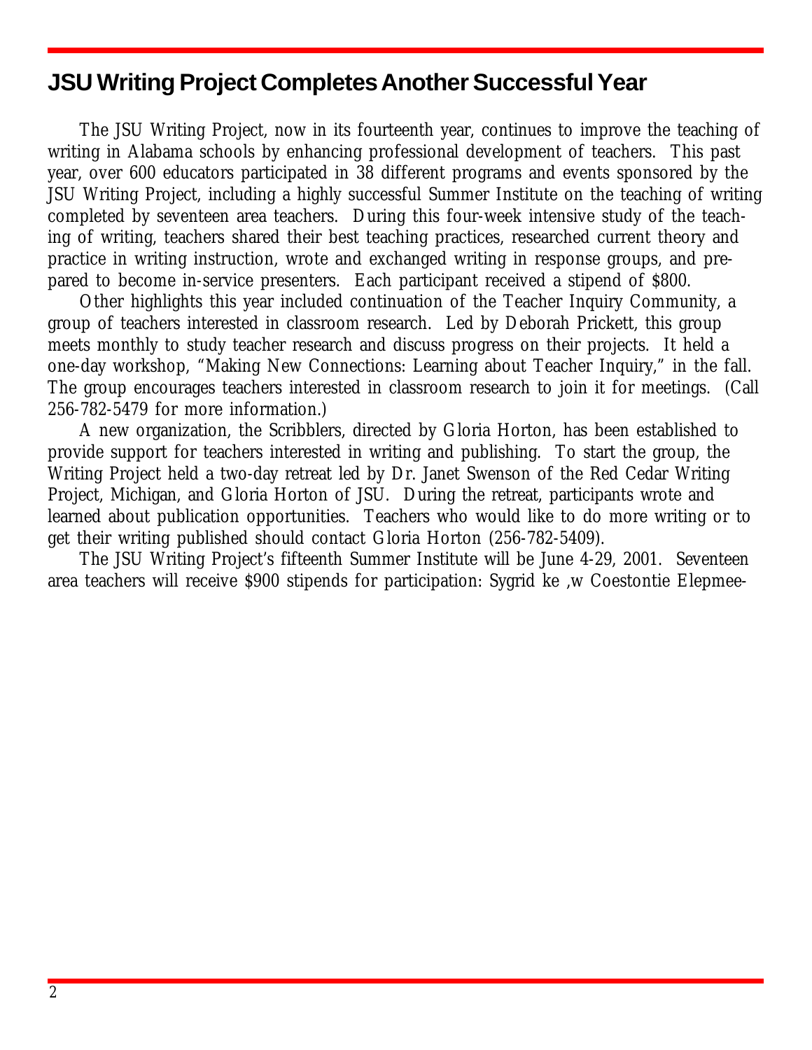# JSU Writing Project Completes Another Successful Year

The JSU Writing Project, now in its fourteenth year, continues to improve the teaching of writing in Alabama schools by enhancing professional development of teachers. This past year, over 600 educators participated in 38 different programs and events sponsored by the JSU Writing Project, including a highly successful Summer Institute on the teaching of writing completed by seventeen area teachers. During this four-week intensive study of the teaching of writing, teachers shared their best teaching practices, researched current theory and practice in writing instruction, wrote and exchanged writing in response groups, and prepared to become in-service presenters. Each participant received a stipend of $800.

Other highlights this year included continuation of the Teacher Inquiry Community, a group of teachers interested in classroom research. Led by Deborah Prickett, this group meets monthly to study teacher research and discuss progress on their projects. It held a one-day workshop, "Making New Connections: Learning about Teacher Inquiry," in the fall. The group encourages teachers interested in classroom research to join it for meetings. (Call 256-782-5479 for more information.)

A new organization, the Scribblers, directed by Gloria Horton, has been established to provide support for teachers interested in writing and publishing. To start the group, the Writing Project held a two-day retreat led by Dr. Janet Swenson of the Red Cedar Writing Project, Michigan, and Gloria Horton of JSU. During the retreat, participants wrote and learned about publication opportunities. Teachers who would like to do more writing or to get their writing published should contact Gloria Horton (256-782-5409).

The JSU Writing Project's fifteenth Summer Institute will be June 4-29, 2001. Seventeen area teachers will receive $900 stipends for participation: Sygrid ke ,w Coestontie Elepmee-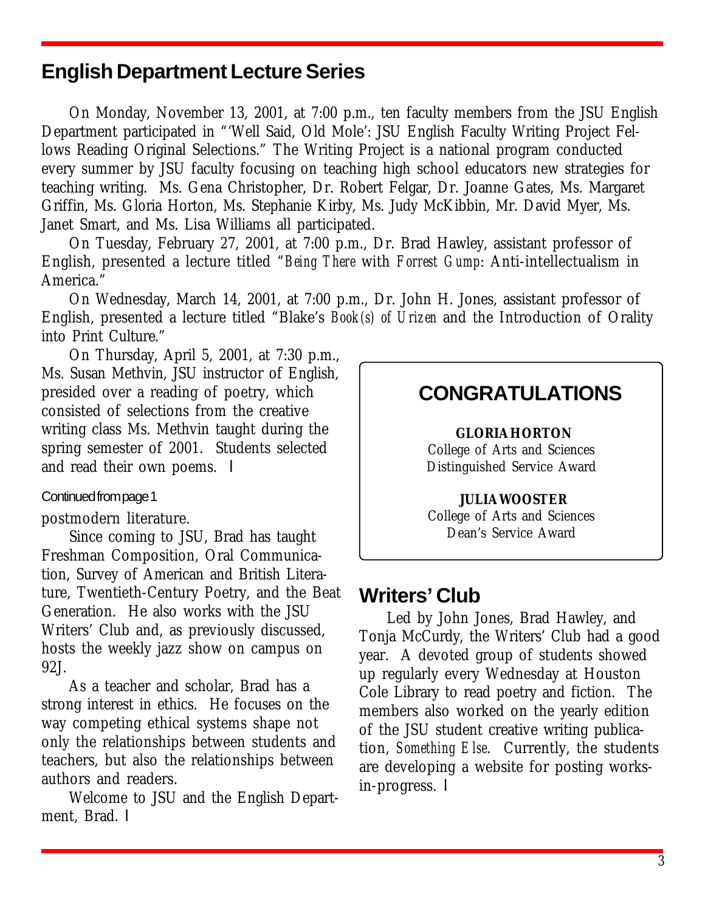## English Department Lecture Series

On Monday, November 13, 2001, at 7:00 p.m., ten faculty members from the JSU English Department participated in "'Well Said, Old Mole': JSU English Faculty Writing Project Fellows Reading Original Selections." The Writing Project is a national program conducted every summer by JSU faculty focusing on teaching high school educators new strategies for teaching writing. Ms. Gena Christopher, Dr. Robert Felgar, Dr. Joanne Gates, Ms. Margaret Griffin, Ms. Gloria Horton, Ms. Stephanie Kirby, Ms. Judy McKibbin, Mr. David Myer, Ms. Janet Smart, and Ms. Lisa Williams all participated.

On Tuesday, February 27, 2001, at 7:00 p.m., Dr. Brad Hawley, assistant professor of English, presented a lecture titled "*Being There* with *Forrest Gump*: Anti-intellectualism in America."

On Wednesday, March 14, 2001, at 7:00 p.m., Dr. John H. Jones, assistant professor of English, presented a lecture titled "Blake's *Book(s) of Urizen* and the Introduction of Orality into Print Culture."

On Thursday, April 5, 2001, at 7:30 p.m., Ms. Susan Methvin, JSU instructor of English, presided over a reading of poetry, which consisted of selections from the creative writing class Ms. Methvin taught during the spring semester of 2001. Students selected and read their own poems. ■

Continued from page 1

postmodern literature.

Since coming to JSU, Brad has taught Freshman Composition, Oral Communication, Survey of American and British Literature, Twentieth-Century Poetry, and the Beat Generation. He also works with the JSU Writers' Club and, as previously discussed, hosts the weekly jazz show on campus on 92J.

As a teacher and scholar, Brad has a strong interest in ethics. He focuses on the way competing ethical systems shape not only the relationships between students and teachers, but also the relationships between authors and readers.

Welcome to JSU and the English Department, Brad. ■

## CONGRATULATIONS

**GLORIA HORTON**
College of Arts and Sciences
Distinguished Service Award

**JULIA WOOSTER**
College of Arts and Sciences
Dean's Service Award

## Writers' Club

Led by John Jones, Brad Hawley, and Tonja McCurdy, the Writers' Club had a good year. A devoted group of students showed up regularly every Wednesday at Houston Cole Library to read poetry and fiction. The members also worked on the yearly edition of the JSU student creative writing publication, *Something Else*. Currently, the students are developing a website for posting works-in-progress. ■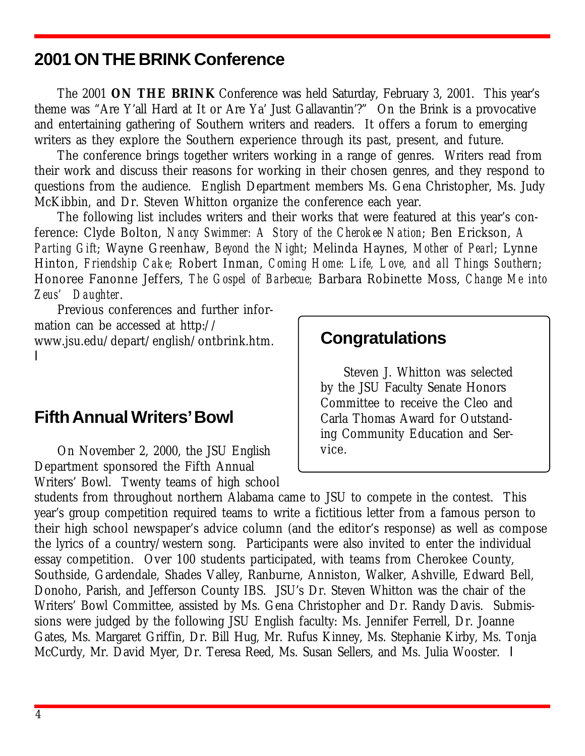## 2001 ON THE BRINK Conference

The 2001 **ON THE BRINK** Conference was held Saturday, February 3, 2001. This year's theme was "Are Y'all Hard at It or Are Ya' Just Gallavantin'?" On the Brink is a provocative and entertaining gathering of Southern writers and readers. It offers a forum to emerging writers as they explore the Southern experience through its past, present, and future.

The conference brings together writers working in a range of genres. Writers read from their work and discuss their reasons for working in their chosen genres, and they respond to questions from the audience. English Department members Ms. Gena Christopher, Ms. Judy McKibbin, and Dr. Steven Whitton organize the conference each year.

The following list includes writers and their works that were featured at this year's conference: Clyde Bolton, *Nancy Swimmer: A Story of the Cherokee Nation*; Ben Erickson, *A Parting Gift*; Wayne Greenhaw, *Beyond the Night*; Melinda Haynes, *Mother of Pearl*; Lynne Hinton, *Friendship Cake*; Robert Inman, *Coming Home: Life, Love, and all Things Southern*; Honoree Fanonne Jeffers, *The Gospel of Barbecue*; Barbara Robinette Moss, *Change Me into Zeus' Daughter*.

Previous conferences and further information can be accessed at http://www.jsu.edu/depart/english/ontbrink.htm. ■

## Congratulations

Steven J. Whitton was selected by the JSU Faculty Senate Honors Committee to receive the Cleo and Carla Thomas Award for Outstanding Community Education and Service.

## Fifth Annual Writers' Bowl

On November 2, 2000, the JSU English Department sponsored the Fifth Annual Writers' Bowl. Twenty teams of high school students from throughout northern Alabama came to JSU to compete in the contest. This year's group competition required teams to write a fictitious letter from a famous person to their high school newspaper's advice column (and the editor's response) as well as compose the lyrics of a country/western song. Participants were also invited to enter the individual essay competition. Over 100 students participated, with teams from Cherokee County, Southside, Gardendale, Shades Valley, Ranburne, Anniston, Walker, Ashville, Edward Bell, Donoho, Parish, and Jefferson County IBS. JSU's Dr. Steven Whitton was the chair of the Writers' Bowl Committee, assisted by Ms. Gena Christopher and Dr. Randy Davis. Submissions were judged by the following JSU English faculty: Ms. Jennifer Ferrell, Dr. Joanne Gates, Ms. Margaret Griffin, Dr. Bill Hug, Mr. Rufus Kinney, Ms. Stephanie Kirby, Ms. Tonja McCurdy, Mr. David Myer, Dr. Teresa Reed, Ms. Susan Sellers, and Ms. Julia Wooster. ■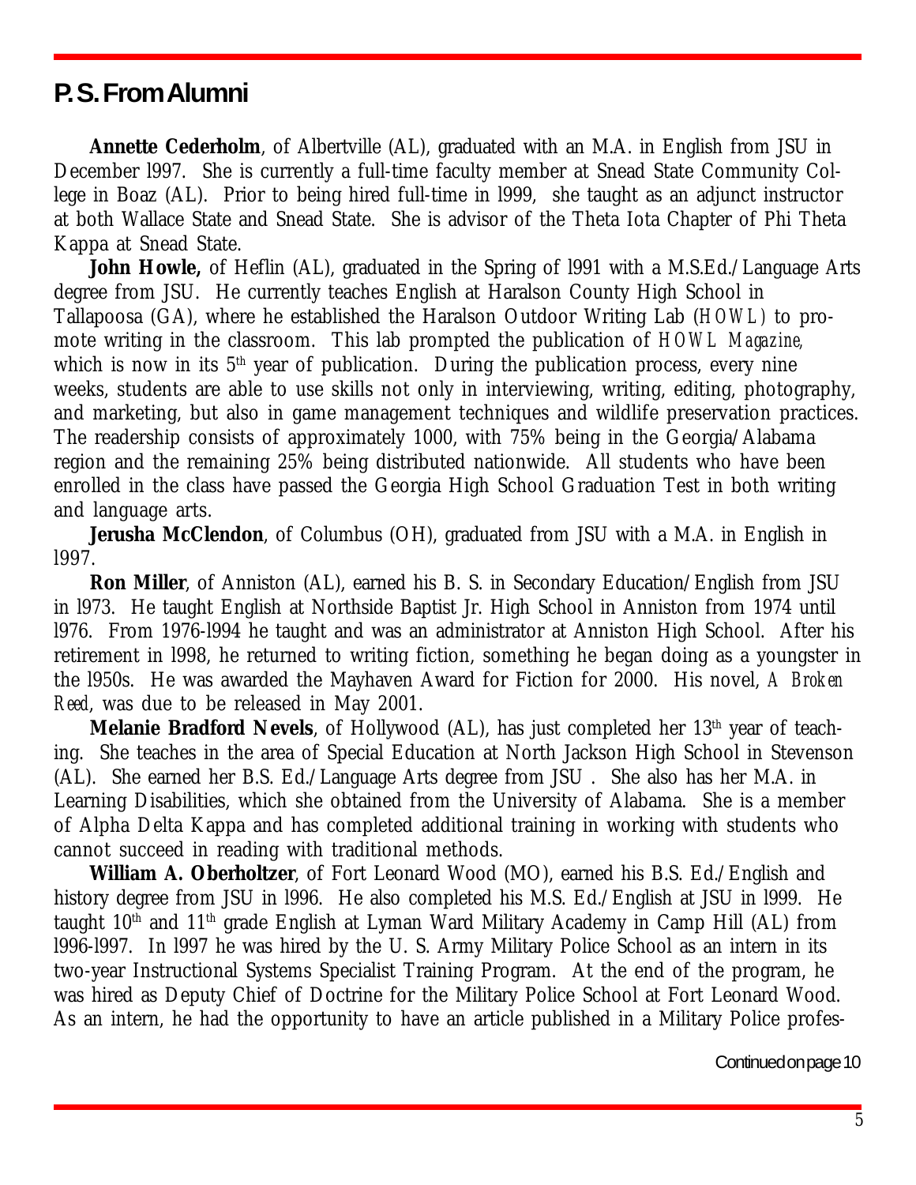## P.S. From Alumni

**Annette Cederholm**, of Albertville (AL), graduated with an M.A. in English from JSU in December l997. She is currently a full-time faculty member at Snead State Community College in Boaz (AL). Prior to being hired full-time in l999, she taught as an adjunct instructor at both Wallace State and Snead State. She is advisor of the Theta Iota Chapter of Phi Theta Kappa at Snead State.

**John Howle,** of Heflin (AL), graduated in the Spring of l991 with a M.S.Ed./Language Arts degree from JSU. He currently teaches English at Haralson County High School in Tallapoosa (GA), where he established the Haralson Outdoor Writing Lab (*HOWL*) to promote writing in the classroom. This lab prompted the publication of *HOWL Magazine*, which is now in its 5th year of publication. During the publication process, every nine weeks, students are able to use skills not only in interviewing, writing, editing, photography, and marketing, but also in game management techniques and wildlife preservation practices. The readership consists of approximately 1000, with 75% being in the Georgia/Alabama region and the remaining 25% being distributed nationwide. All students who have been enrolled in the class have passed the Georgia High School Graduation Test in both writing and language arts.

**Jerusha McClendon**, of Columbus (OH), graduated from JSU with a M.A. in English in l997.

**Ron Miller**, of Anniston (AL), earned his B. S. in Secondary Education/English from JSU in l973. He taught English at Northside Baptist Jr. High School in Anniston from 1974 until l976. From 1976-l994 he taught and was an administrator at Anniston High School. After his retirement in l998, he returned to writing fiction, something he began doing as a youngster in the l950s. He was awarded the Mayhaven Award for Fiction for 2000. His novel, *A Broken Reed*, was due to be released in May 2001.

**Melanie Bradford Nevels**, of Hollywood (AL), has just completed her 13th year of teaching. She teaches in the area of Special Education at North Jackson High School in Stevenson (AL). She earned her B.S. Ed./Language Arts degree from JSU . She also has her M.A. in Learning Disabilities, which she obtained from the University of Alabama. She is a member of Alpha Delta Kappa and has completed additional training in working with students who cannot succeed in reading with traditional methods.

**William A. Oberholtzer**, of Fort Leonard Wood (MO), earned his B.S. Ed./English and history degree from JSU in l996. He also completed his M.S. Ed./English at JSU in l999. He taught 10th and 11th grade English at Lyman Ward Military Academy in Camp Hill (AL) from l996-l997. In l997 he was hired by the U. S. Army Military Police School as an intern in its two-year Instructional Systems Specialist Training Program. At the end of the program, he was hired as Deputy Chief of Doctrine for the Military Police School at Fort Leonard Wood. As an intern, he had the opportunity to have an article published in a Military Police profes-

Continued on page 10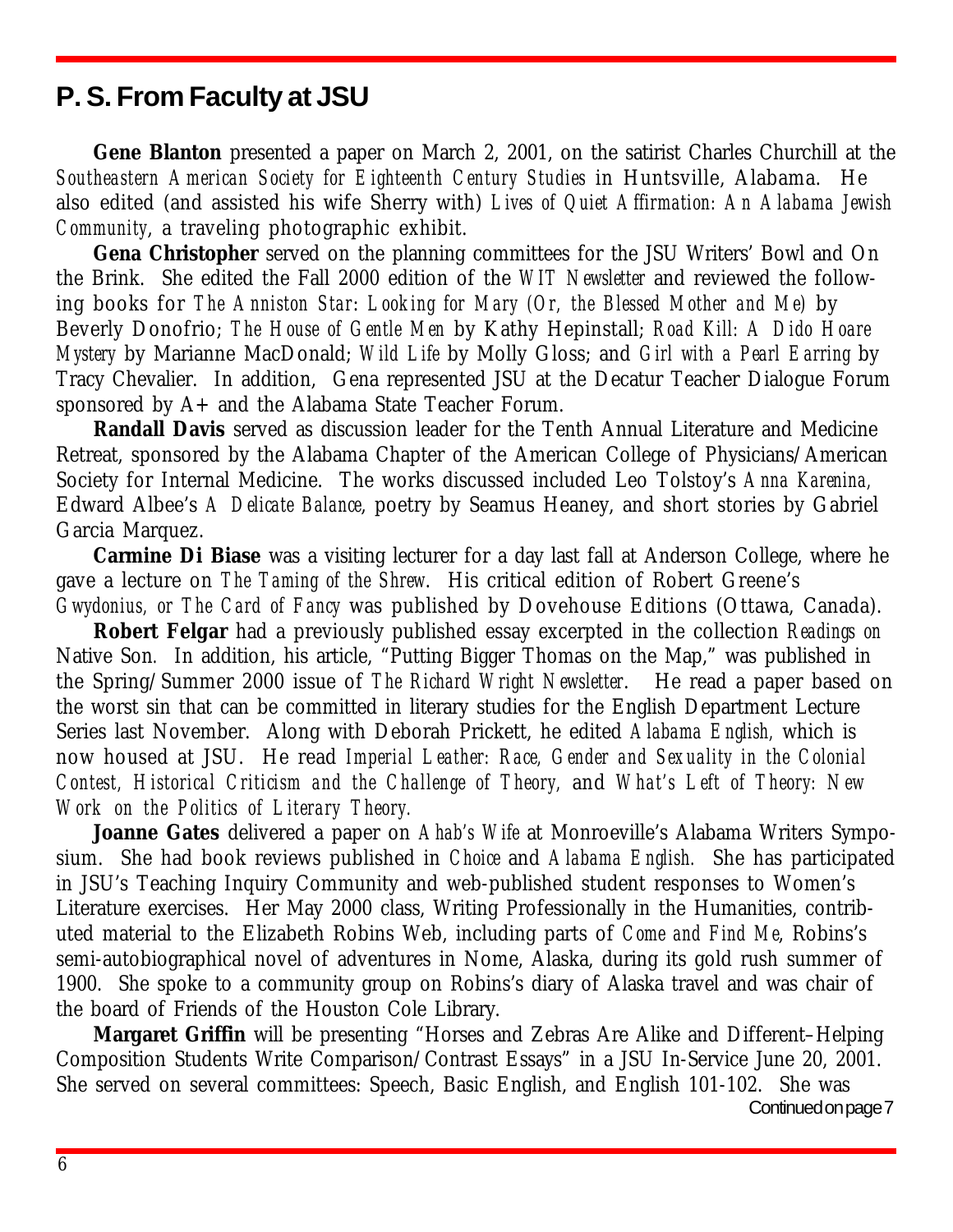## P. S. From Faculty at JSU

**Gene Blanton** presented a paper on March 2, 2001, on the satirist Charles Churchill at the *Southeastern American Society for Eighteenth Century Studies* in Huntsville, Alabama. He also edited (and assisted his wife Sherry with) *Lives of Quiet Affirmation: An Alabama Jewish Community*, a traveling photographic exhibit.

**Gena Christopher** served on the planning committees for the JSU Writers' Bowl and On the Brink. She edited the Fall 2000 edition of the *WIT Newsletter* and reviewed the following books for *The Anniston Star*: *Looking for Mary (Or, the Blessed Mother and Me)* by Beverly Donofrio; *The House of Gentle Men* by Kathy Hepinstall; *Road Kill: A Dido Hoare Mystery* by Marianne MacDonald; *Wild Life* by Molly Gloss; and *Girl with a Pearl Earring* by Tracy Chevalier. In addition, Gena represented JSU at the Decatur Teacher Dialogue Forum sponsored by A+ and the Alabama State Teacher Forum.

**Randall Davis** served as discussion leader for the Tenth Annual Literature and Medicine Retreat, sponsored by the Alabama Chapter of the American College of Physicians/American Society for Internal Medicine. The works discussed included Leo Tolstoy's *Anna Karenina,* Edward Albee's *A Delicate Balance*, poetry by Seamus Heaney, and short stories by Gabriel Garcia Marquez.

**Carmine Di Biase** was a visiting lecturer for a day last fall at Anderson College, where he gave a lecture on *The Taming of the Shrew*. His critical edition of Robert Greene's *Gwydonius, or The Card of Fancy* was published by Dovehouse Editions (Ottawa, Canada).

**Robert Felgar** had a previously published essay excerpted in the collection *Readings on* Native Son*.* In addition, his article, "Putting Bigger Thomas on the Map," was published in the Spring/Summer 2000 issue of *The Richard Wright Newsletter*. He read a paper based on the worst sin that can be committed in literary studies for the English Department Lecture Series last November. Along with Deborah Prickett, he edited *Alabama English,* which is now housed at JSU. He read *Imperial Leather: Race, Gender and Sexuality in the Colonial Contest, Historical Criticism and the Challenge of Theory,* and *What's Left of Theory: New Work on the Politics of Literary Theory.*

**Joanne Gates** delivered a paper on *Ahab's Wife* at Monroeville's Alabama Writers Symposium. She had book reviews published in *Choice* and *Alabama English.* She has participated in JSU's Teaching Inquiry Community and web-published student responses to Women's Literature exercises. Her May 2000 class, Writing Professionally in the Humanities, contributed material to the Elizabeth Robins Web, including parts of *Come and Find Me*, Robins's semi-autobiographical novel of adventures in Nome, Alaska, during its gold rush summer of 1900. She spoke to a community group on Robins's diary of Alaska travel and was chair of the board of Friends of the Houston Cole Library.

**Margaret Griffin** will be presenting "Horses and Zebras Are Alike and Different–Helping Composition Students Write Comparison/Contrast Essays" in a JSU In-Service June 20, 2001. She served on several committees: Speech, Basic English, and English 101-102. She was

Continued on page 7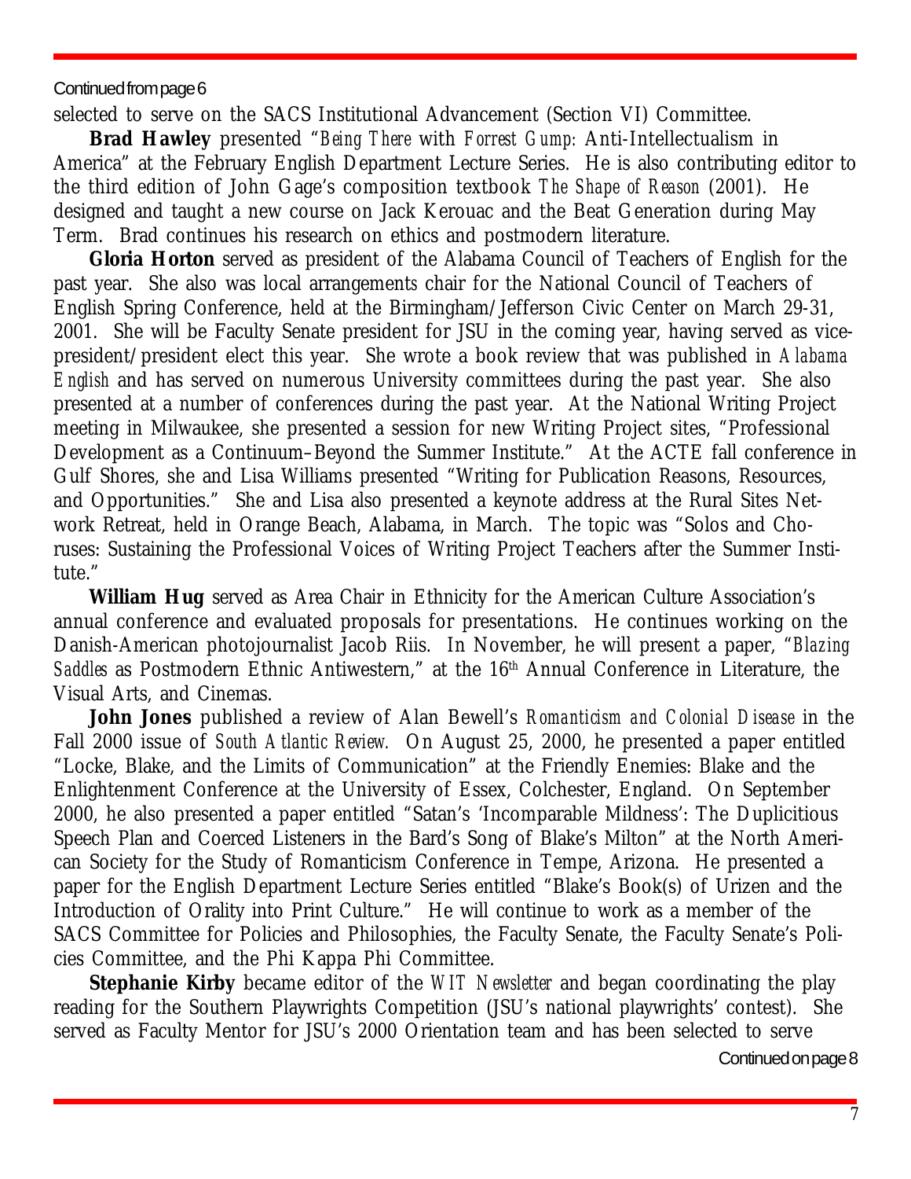Continued from page 6

selected to serve on the SACS Institutional Advancement (Section VI) Committee.

**Brad Hawley** presented "*Being There* with *Forrest Gump*: Anti-Intellectualism in America" at the February English Department Lecture Series. He is also contributing editor to the third edition of John Gage's composition textbook *The Shape of Reason* (2001). He designed and taught a new course on Jack Kerouac and the Beat Generation during May Term. Brad continues his research on ethics and postmodern literature.

**Gloria Horton** served as president of the Alabama Council of Teachers of English for the past year. She also was local arrangements chair for the National Council of Teachers of English Spring Conference, held at the Birmingham/Jefferson Civic Center on March 29-31, 2001. She will be Faculty Senate president for JSU in the coming year, having served as vice-president/president elect this year. She wrote a book review that was published in *Alabama English* and has served on numerous University committees during the past year. She also presented at a number of conferences during the past year. At the National Writing Project meeting in Milwaukee, she presented a session for new Writing Project sites, "Professional Development as a Continuum–Beyond the Summer Institute." At the ACTE fall conference in Gulf Shores, she and Lisa Williams presented "Writing for Publication Reasons, Resources, and Opportunities." She and Lisa also presented a keynote address at the Rural Sites Network Retreat, held in Orange Beach, Alabama, in March. The topic was "Solos and Choruses: Sustaining the Professional Voices of Writing Project Teachers after the Summer Institute."

**William Hug** served as Area Chair in Ethnicity for the American Culture Association's annual conference and evaluated proposals for presentations. He continues working on the Danish-American photojournalist Jacob Riis. In November, he will present a paper, "*Blazing Saddles* as Postmodern Ethnic Antiwestern," at the 16th Annual Conference in Literature, the Visual Arts, and Cinemas.

**John Jones** published a review of Alan Bewell's *Romanticism and Colonial Disease* in the Fall 2000 issue of *South Atlantic Review.* On August 25, 2000, he presented a paper entitled "Locke, Blake, and the Limits of Communication" at the Friendly Enemies: Blake and the Enlightenment Conference at the University of Essex, Colchester, England. On September 2000, he also presented a paper entitled "Satan's 'Incomparable Mildness': The Duplicitious Speech Plan and Coerced Listeners in the Bard's Song of Blake's Milton" at the North American Society for the Study of Romanticism Conference in Tempe, Arizona. He presented a paper for the English Department Lecture Series entitled "Blake's Book(s) of Urizen and the Introduction of Orality into Print Culture." He will continue to work as a member of the SACS Committee for Policies and Philosophies, the Faculty Senate, the Faculty Senate's Policies Committee, and the Phi Kappa Phi Committee.

**Stephanie Kirby** became editor of the *WIT Newsletter* and began coordinating the play reading for the Southern Playwrights Competition (JSU's national playwrights' contest). She served as Faculty Mentor for JSU's 2000 Orientation team and has been selected to serve

Continued on page 8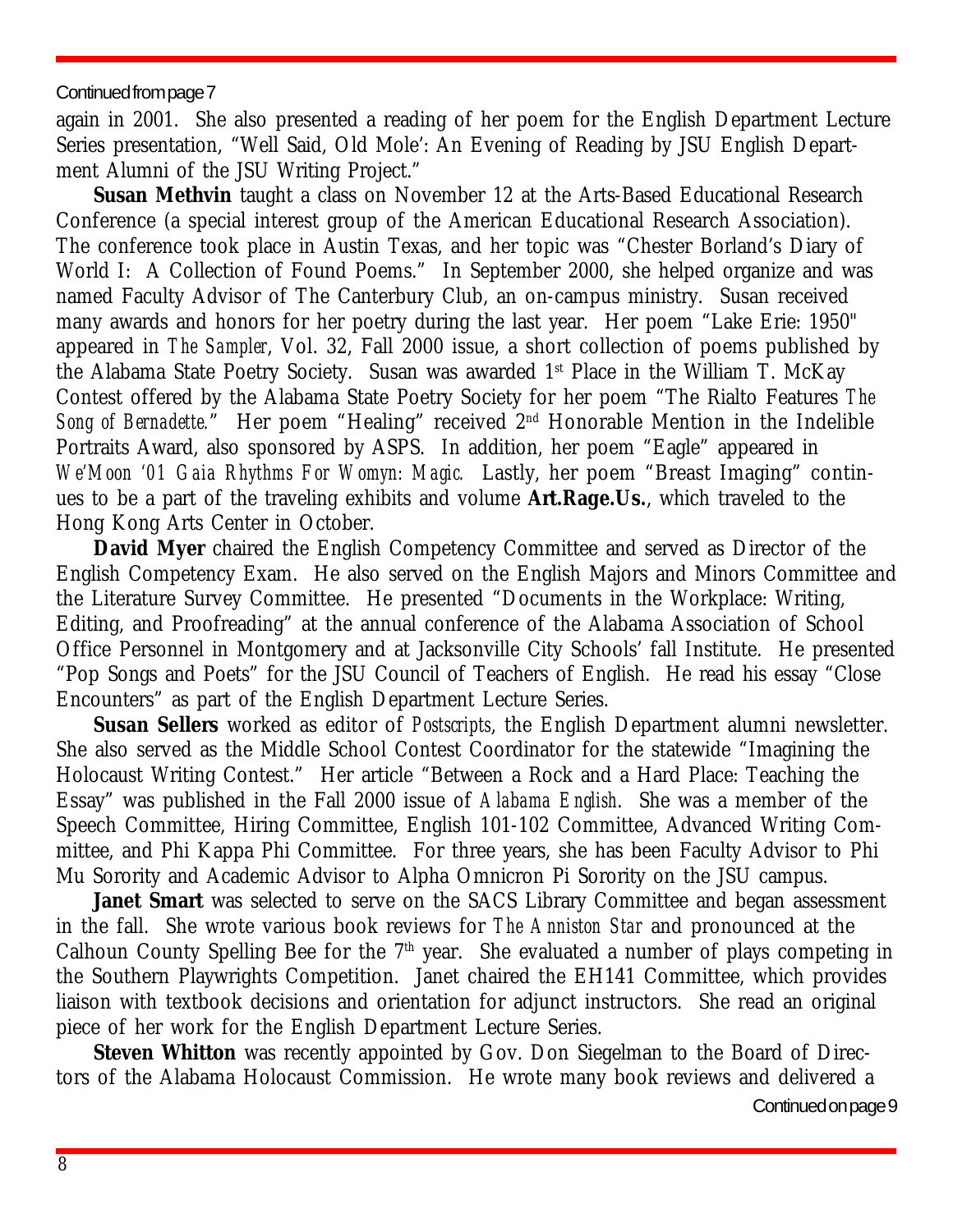Continued from page 7

again in 2001. She also presented a reading of her poem for the English Department Lecture Series presentation, "Well Said, Old Mole': An Evening of Reading by JSU English Department Alumni of the JSU Writing Project."

**Susan Methvin** taught a class on November 12 at the Arts-Based Educational Research Conference (a special interest group of the American Educational Research Association). The conference took place in Austin Texas, and her topic was "Chester Borland's Diary of World I: A Collection of Found Poems." In September 2000, she helped organize and was named Faculty Advisor of The Canterbury Club, an on-campus ministry. Susan received many awards and honors for her poetry during the last year. Her poem "Lake Erie: 1950" appeared in *The Sampler*, Vol. 32, Fall 2000 issue, a short collection of poems published by the Alabama State Poetry Society. Susan was awarded 1st Place in the William T. McKay Contest offered by the Alabama State Poetry Society for her poem "The Rialto Features *The Song of Bernadette*." Her poem "Healing" received 2nd Honorable Mention in the Indelible Portraits Award, also sponsored by ASPS. In addition, her poem "Eagle" appeared in *We'Moon '01 Gaia Rhythms For Womyn: Magic*. Lastly, her poem "Breast Imaging" continues to be a part of the traveling exhibits and volume **Art.Rage.Us.**, which traveled to the Hong Kong Arts Center in October.

**David Myer** chaired the English Competency Committee and served as Director of the English Competency Exam. He also served on the English Majors and Minors Committee and the Literature Survey Committee. He presented "Documents in the Workplace: Writing, Editing, and Proofreading" at the annual conference of the Alabama Association of School Office Personnel in Montgomery and at Jacksonville City Schools' fall Institute. He presented "Pop Songs and Poets" for the JSU Council of Teachers of English. He read his essay "Close Encounters" as part of the English Department Lecture Series.

**Susan Sellers** worked as editor of *Postscripts*, the English Department alumni newsletter. She also served as the Middle School Contest Coordinator for the statewide "Imagining the Holocaust Writing Contest." Her article "Between a Rock and a Hard Place: Teaching the Essay" was published in the Fall 2000 issue of *Alabama English*. She was a member of the Speech Committee, Hiring Committee, English 101-102 Committee, Advanced Writing Committee, and Phi Kappa Phi Committee. For three years, she has been Faculty Advisor to Phi Mu Sorority and Academic Advisor to Alpha Omnicron Pi Sorority on the JSU campus.

**Janet Smart** was selected to serve on the SACS Library Committee and began assessment in the fall. She wrote various book reviews for *The Anniston Star* and pronounced at the Calhoun County Spelling Bee for the 7th year. She evaluated a number of plays competing in the Southern Playwrights Competition. Janet chaired the EH141 Committee, which provides liaison with textbook decisions and orientation for adjunct instructors. She read an original piece of her work for the English Department Lecture Series.

**Steven Whitton** was recently appointed by Gov. Don Siegelman to the Board of Directors of the Alabama Holocaust Commission. He wrote many book reviews and delivered a

Continued on page 9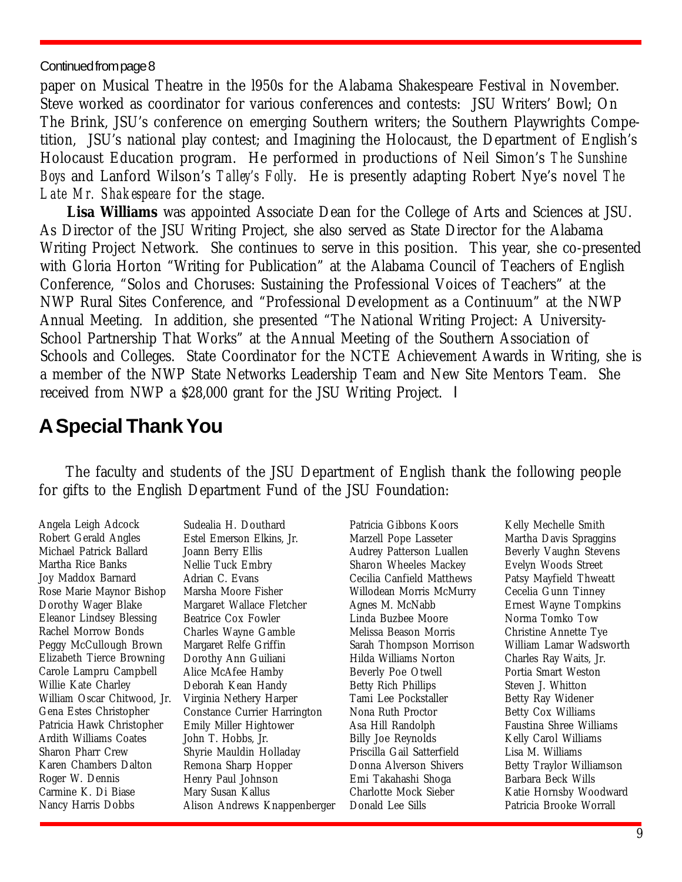Continued from page 8

paper on Musical Theatre in the l950s for the Alabama Shakespeare Festival in November. Steve worked as coordinator for various conferences and contests: JSU Writers' Bowl; On The Brink, JSU's conference on emerging Southern writers; the Southern Playwrights Competition, JSU's national play contest; and Imagining the Holocaust, the Department of English's Holocaust Education program. He performed in productions of Neil Simon's *The Sunshine Boys* and Lanford Wilson's *Talley's Folly*. He is presently adapting Robert Nye's novel *The Late Mr. Shakespeare* for the stage.

**Lisa Williams** was appointed Associate Dean for the College of Arts and Sciences at JSU. As Director of the JSU Writing Project, she also served as State Director for the Alabama Writing Project Network. She continues to serve in this position. This year, she co-presented with Gloria Horton "Writing for Publication" at the Alabama Council of Teachers of English Conference, "Solos and Choruses: Sustaining the Professional Voices of Teachers" at the NWP Rural Sites Conference, and "Professional Development as a Continuum" at the NWP Annual Meeting. In addition, she presented "The National Writing Project: A University-School Partnership That Works" at the Annual Meeting of the Southern Association of Schools and Colleges. State Coordinator for the NCTE Achievement Awards in Writing, she is a member of the NWP State Networks Leadership Team and New Site Mentors Team. She received from NWP a $28,000 grant for the JSU Writing Project. ❚

## A Special Thank You

The faculty and students of the JSU Department of English thank the following people for gifts to the English Department Fund of the JSU Foundation:

Angela Leigh Adcock
Robert Gerald Angles
Michael Patrick Ballard
Martha Rice Banks
Joy Maddox Barnard
Rose Marie Maynor Bishop
Dorothy Wager Blake
Eleanor Lindsey Blessing
Rachel Morrow Bonds
Peggy McCullough Brown
Elizabeth Tierce Browning
Carole Lampru Campbell
Willie Kate Charley
William Oscar Chitwood, Jr.
Gena Estes Christopher
Patricia Hawk Christopher
Ardith Williams Coates
Sharon Pharr Crew
Karen Chambers Dalton
Roger W. Dennis
Carmine K. Di Biase
Nancy Harris Dobbs
Sudealia H. Douthard
Estel Emerson Elkins, Jr.
Joann Berry Ellis
Nellie Tuck Embry
Adrian C. Evans
Marsha Moore Fisher
Margaret Wallace Fletcher
Beatrice Cox Fowler
Charles Wayne Gamble
Margaret Relfe Griffin
Dorothy Ann Guiliani
Alice McAfee Hamby
Deborah Kean Handy
Virginia Nethery Harper
Constance Currier Harrington
Emily Miller Hightower
John T. Hobbs, Jr.
Shyrie Mauldin Holladay
Remona Sharp Hopper
Henry Paul Johnson
Mary Susan Kallus
Alison Andrews Knappenberger
Patricia Gibbons Koors
Marzell Pope Lasseter
Audrey Patterson Luallen
Sharon Wheeles Mackey
Cecilia Canfield Matthews
Willodean Morris McMurry
Agnes M. McNabb
Linda Buzbee Moore
Melissa Beason Morris
Sarah Thompson Morrison
Hilda Williams Norton
Beverly Poe Otwell
Betty Rich Phillips
Tami Lee Pockstaller
Nona Ruth Proctor
Asa Hill Randolph
Billy Joe Reynolds
Priscilla Gail Satterfield
Donna Alverson Shivers
Emi Takahashi Shoga
Charlotte Mock Sieber
Donald Lee Sills
Kelly Mechelle Smith
Martha Davis Spraggins
Beverly Vaughn Stevens
Evelyn Woods Street
Patsy Mayfield Thweatt
Cecelia Gunn Tinney
Ernest Wayne Tompkins
Norma Tomko Tow
Christine Annette Tye
William Lamar Wadsworth
Charles Ray Waits, Jr.
Portia Smart Weston
Steven J. Whitton
Betty Ray Widener
Betty Cox Williams
Faustina Shree Williams
Kelly Carol Williams
Lisa M. Williams
Betty Traylor Williamson
Barbara Beck Wills
Katie Hornsby Woodward
Patricia Brooke Worrall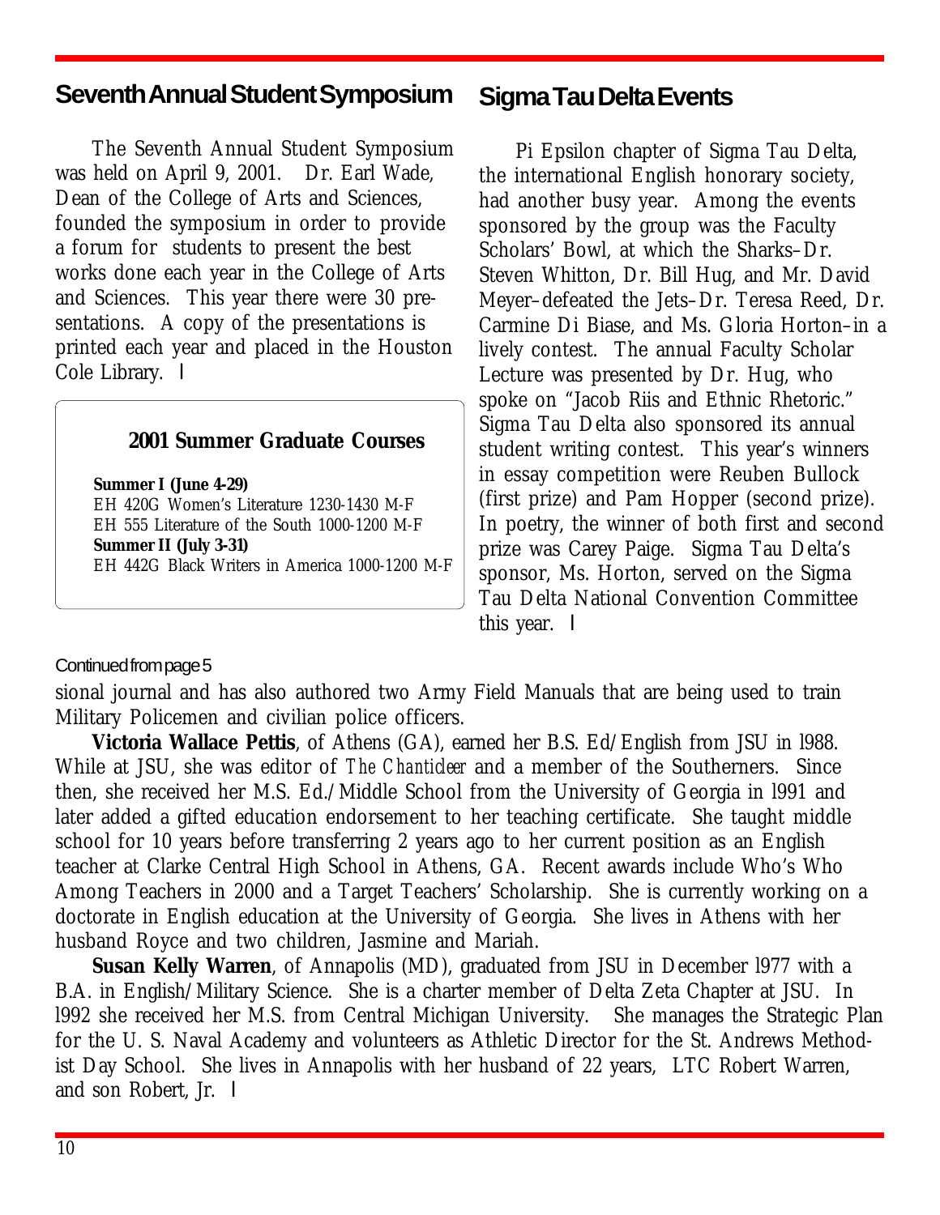## Seventh Annual Student Symposium

The Seventh Annual Student Symposium was held on April 9, 2001. Dr. Earl Wade, Dean of the College of Arts and Sciences, founded the symposium in order to provide a forum for students to present the best works done each year in the College of Arts and Sciences. This year there were 30 presentations. A copy of the presentations is printed each year and placed in the Houston Cole Library. l

### 2001 Summer Graduate Courses

**Summer I (June 4-29)**
EH 420G Women's Literature 1230-1430 M-F
EH 555 Literature of the South 1000-1200 M-F
**Summer II (July 3-31)**
EH 442G Black Writers in America 1000-1200 M-F

## Sigma Tau Delta Events

Pi Epsilon chapter of Sigma Tau Delta, the international English honorary society, had another busy year. Among the events sponsored by the group was the Faculty Scholars' Bowl, at which the Sharks–Dr. Steven Whitton, Dr. Bill Hug, and Mr. David Meyer–defeated the Jets–Dr. Teresa Reed, Dr. Carmine Di Biase, and Ms. Gloria Horton–in a lively contest. The annual Faculty Scholar Lecture was presented by Dr. Hug, who spoke on "Jacob Riis and Ethnic Rhetoric." Sigma Tau Delta also sponsored its annual student writing contest. This year's winners in essay competition were Reuben Bullock (first prize) and Pam Hopper (second prize). In poetry, the winner of both first and second prize was Carey Paige. Sigma Tau Delta's sponsor, Ms. Horton, served on the Sigma Tau Delta National Convention Committee this year. l

Continued from page 5

sional journal and has also authored two Army Field Manuals that are being used to train Military Policemen and civilian police officers.

**Victoria Wallace Pettis**, of Athens (GA), earned her B.S. Ed/English from JSU in l988. While at JSU, she was editor of *The Chanticleer* and a member of the Southerners. Since then, she received her M.S. Ed./Middle School from the University of Georgia in l991 and later added a gifted education endorsement to her teaching certificate. She taught middle school for 10 years before transferring 2 years ago to her current position as an English teacher at Clarke Central High School in Athens, GA. Recent awards include Who's Who Among Teachers in 2000 and a Target Teachers' Scholarship. She is currently working on a doctorate in English education at the University of Georgia. She lives in Athens with her husband Royce and two children, Jasmine and Mariah.

**Susan Kelly Warren**, of Annapolis (MD), graduated from JSU in December l977 with a B.A. in English/Military Science. She is a charter member of Delta Zeta Chapter at JSU. In l992 she received her M.S. from Central Michigan University. She manages the Strategic Plan for the U. S. Naval Academy and volunteers as Athletic Director for the St. Andrews Methodist Day School. She lives in Annapolis with her husband of 22 years, LTC Robert Warren, and son Robert, Jr. l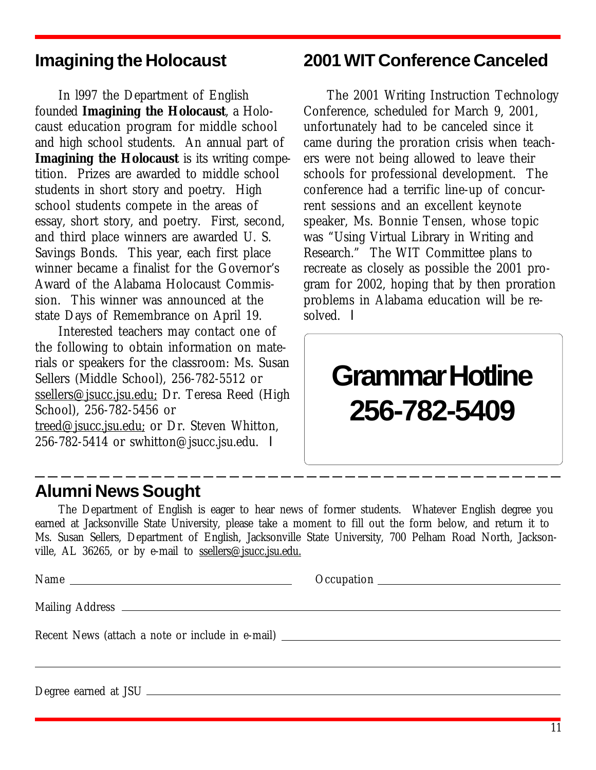## Imagining the Holocaust

In l997 the Department of English founded **Imagining the Holocaust**, a Holocaust education program for middle school and high school students. An annual part of **Imagining the Holocaust** is its writing competition. Prizes are awarded to middle school students in short story and poetry. High school students compete in the areas of essay, short story, and poetry. First, second, and third place winners are awarded U. S. Savings Bonds. This year, each first place winner became a finalist for the Governor's Award of the Alabama Holocaust Commission. This winner was announced at the state Days of Remembrance on April 19.

Interested teachers may contact one of the following to obtain information on materials or speakers for the classroom: Ms. Susan Sellers (Middle School), 256-782-5512 or ssellers@jsucc.jsu.edu; Dr. Teresa Reed (High School), 256-782-5456 or treed@jsucc.jsu.edu; or Dr. Steven Whitton, 256-782-5414 or swhitton@jsucc.jsu.edu. ■

## 2001 WIT Conference Canceled

The 2001 Writing Instruction Technology Conference, scheduled for March 9, 2001, unfortunately had to be canceled since it came during the proration crisis when teachers were not being allowed to leave their schools for professional development. The conference had a terrific line-up of concurrent sessions and an excellent keynote speaker, Ms. Bonnie Tensen, whose topic was "Using Virtual Library in Writing and Research." The WIT Committee plans to recreate as closely as possible the 2001 program for 2002, hoping that by then proration problems in Alabama education will be resolved. ■

**Grammar Hotline**
**256-782-5409**

---

## Alumni News Sought

The Department of English is eager to hear news of former students. Whatever English degree you earned at Jacksonville State University, please take a moment to fill out the form below, and return it to Ms. Susan Sellers, Department of English, Jacksonville State University, 700 Pelham Road North, Jacksonville, AL 36265, or by e-mail to ssellers@jsucc.jsu.edu.

Name ________________________ Occupation ________________________

Mailing Address ________________________________________________

Recent News (attach a note or include in e-mail) ________________________

________________________________________________________________

Degree earned at JSU ____________________________________________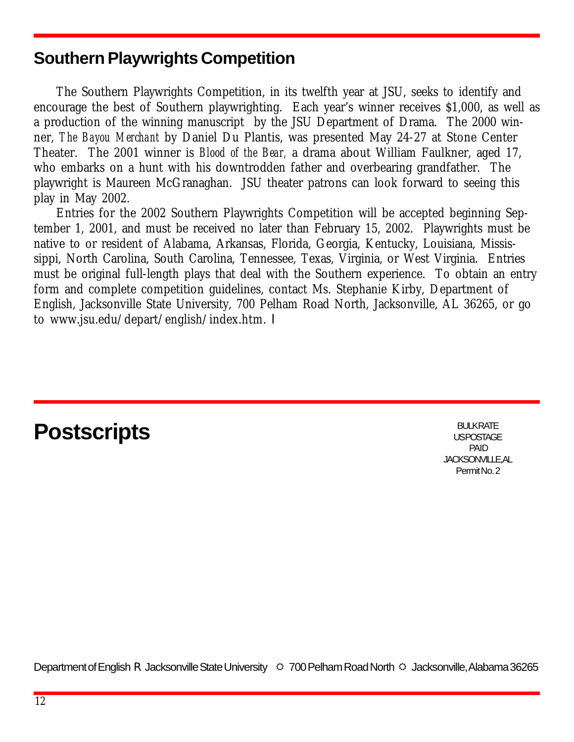## Southern Playwrights Competition

The Southern Playwrights Competition, in its twelfth year at JSU, seeks to identify and encourage the best of Southern playwrighting. Each year's winner receives $1,000, as well as a production of the winning manuscript by the JSU Department of Drama. The 2000 winner, *The Bayou Merchant* by Daniel Du Plantis, was presented May 24-27 at Stone Center Theater. The 2001 winner is *Blood of the Bear,* a drama about William Faulkner, aged 17, who embarks on a hunt with his downtrodden father and overbearing grandfather. The playwright is Maureen McGranaghan. JSU theater patrons can look forward to seeing this play in May 2002.

Entries for the 2002 Southern Playwrights Competition will be accepted beginning September 1, 2001, and must be received no later than February 15, 2002. Playwrights must be native to or resident of Alabama, Arkansas, Florida, Georgia, Kentucky, Louisiana, Mississippi, North Carolina, South Carolina, Tennessee, Texas, Virginia, or West Virginia. Entries must be original full-length plays that deal with the Southern experience. To obtain an entry form and complete competition guidelines, contact Ms. Stephanie Kirby, Department of English, Jacksonville State University, 700 Pelham Road North, Jacksonville, AL 36265, or go to www.jsu.edu/depart/english/index.htm.

# Postscripts

BULK RATE
US POSTAGE
PAID
JACKSONVILLE, AL
Permit No. 2

Department of English ❖ Jacksonville State University ❖ 700 Pelham Road North ❖ Jacksonville, Alabama 36265